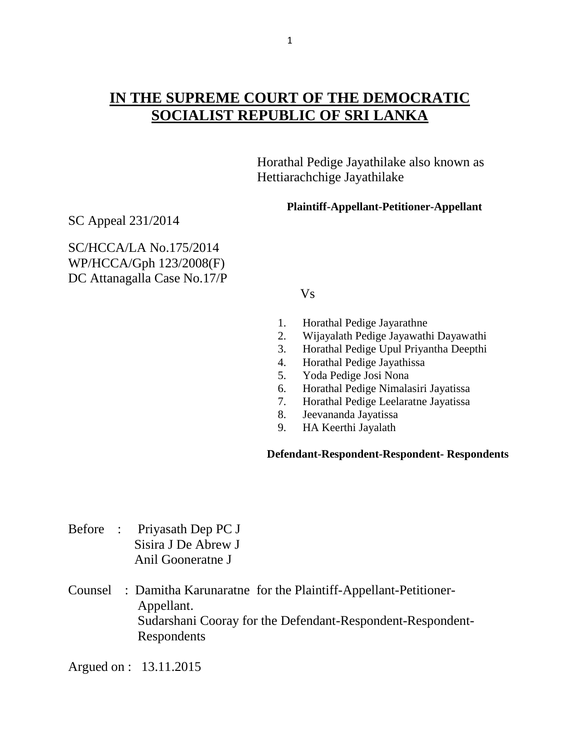# IN THE SUPREME COURT OF THE DEMOCRATIC SOCIALIST REPUBLIC OF SRI LANKA

Horathal Pedige Jayathilake also known as Hettiarachchige Jayathilake

**Plaintiff-Appellant-Petitioner-Appellant**

SC Appeal 231/2014

SC/HCCA/LA No.175/2014
WP/HCCA/Gph 123/2008(F)
DC Attanagalla Case No.17/P

Vs

1. Horathal Pedige Jayarathne
2. Wijayalath Pedige Jayawathi Dayawathi
3. Horathal Pedige Upul Priyantha Deepthi
4. Horathal Pedige Jayathissa
5. Yoda Pedige Josi Nona
6. Horathal Pedige Nimalasiri Jayatissa
7. Horathal Pedige Leelaratne Jayatissa
8. Jeevananda Jayatissa
9. HA Keerthi Jayalath

**Defendant-Respondent-Respondent- Respondents**

Before : Priyasath Dep PC J
Sisira J De Abrew J
Anil Gooneratne J

Counsel : Damitha Karunaratne for the Plaintiff-Appellant-Petitioner-Appellant.
Sudarshani Cooray for the Defendant-Respondent-Respondent-Respondents

Argued on : 13.11.2015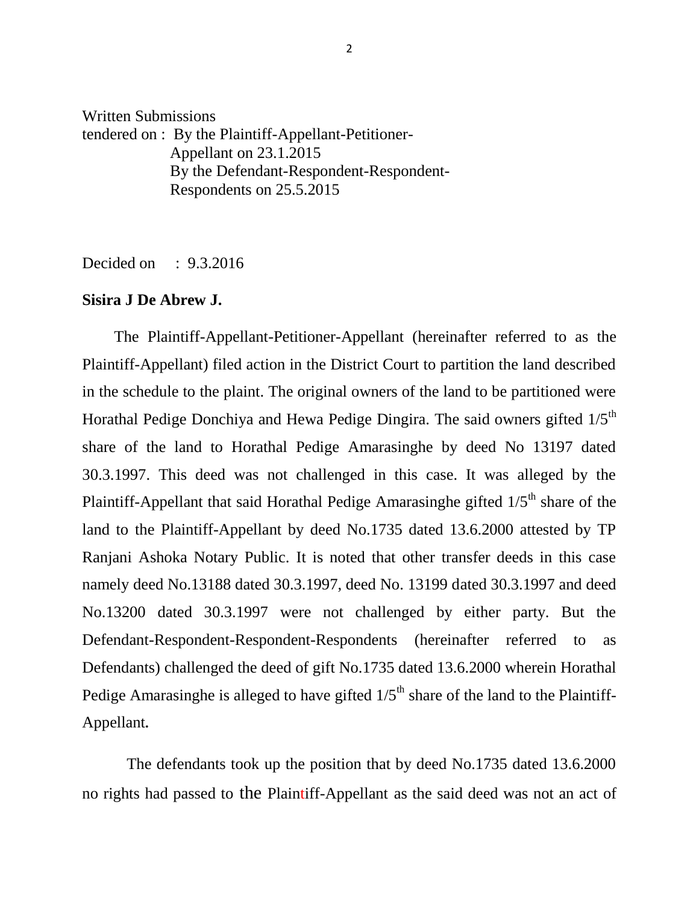Written Submissions
tendered on : By the Plaintiff-Appellant-Petitioner-Appellant on 23.1.2015
By the Defendant-Respondent-Respondent-Respondents on 25.5.2015

Decided on : 9.3.2016

**Sisira J De Abrew J.**

The Plaintiff-Appellant-Petitioner-Appellant (hereinafter referred to as the Plaintiff-Appellant) filed action in the District Court to partition the land described in the schedule to the plaint. The original owners of the land to be partitioned were Horathal Pedige Donchiya and Hewa Pedige Dingira. The said owners gifted 1/5th share of the land to Horathal Pedige Amarasinghe by deed No 13197 dated 30.3.1997. This deed was not challenged in this case. It was alleged by the Plaintiff-Appellant that said Horathal Pedige Amarasinghe gifted 1/5th share of the land to the Plaintiff-Appellant by deed No.1735 dated 13.6.2000 attested by TP Ranjani Ashoka Notary Public. It is noted that other transfer deeds in this case namely deed No.13188 dated 30.3.1997, deed No. 13199 dated 30.3.1997 and deed No.13200 dated 30.3.1997 were not challenged by either party. But the Defendant-Respondent-Respondent-Respondents (hereinafter referred to as Defendants) challenged the deed of gift No.1735 dated 13.6.2000 wherein Horathal Pedige Amarasinghe is alleged to have gifted 1/5th share of the land to the Plaintiff-Appellant.

The defendants took up the position that by deed No.1735 dated 13.6.2000 no rights had passed to the Plaintiff-Appellant as the said deed was not an act of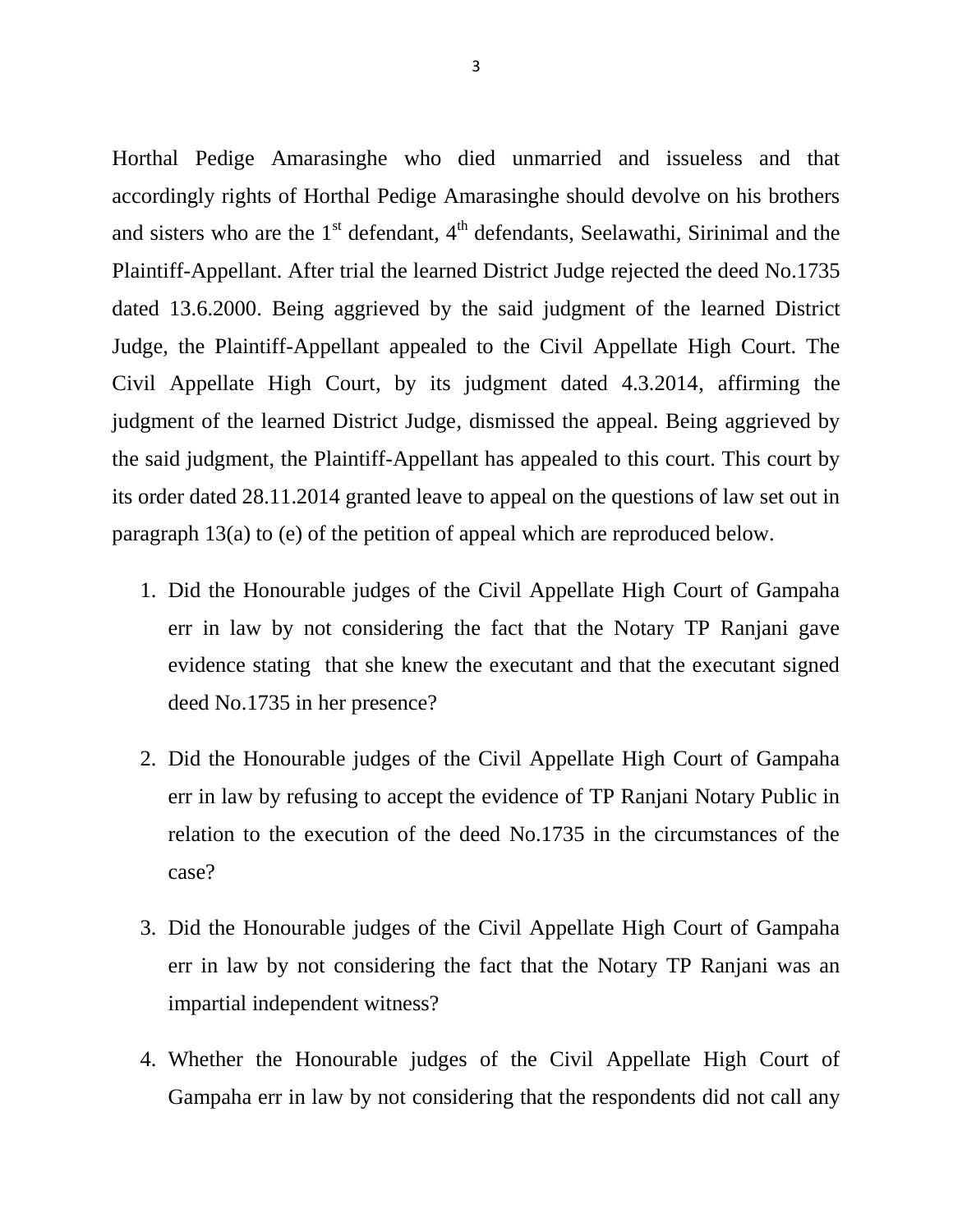Horthal Pedige Amarasinghe who died unmarried and issueless and that accordingly rights of Horthal Pedige Amarasinghe should devolve on his brothers and sisters who are the 1st defendant, 4th defendants, Seelawathi, Sirinimal and the Plaintiff-Appellant. After trial the learned District Judge rejected the deed No.1735 dated 13.6.2000. Being aggrieved by the said judgment of the learned District Judge, the Plaintiff-Appellant appealed to the Civil Appellate High Court. The Civil Appellate High Court, by its judgment dated 4.3.2014, affirming the judgment of the learned District Judge, dismissed the appeal. Being aggrieved by the said judgment, the Plaintiff-Appellant has appealed to this court. This court by its order dated 28.11.2014 granted leave to appeal on the questions of law set out in paragraph 13(a) to (e) of the petition of appeal which are reproduced below.

1. Did the Honourable judges of the Civil Appellate High Court of Gampaha err in law by not considering the fact that the Notary TP Ranjani gave evidence stating that she knew the executant and that the executant signed deed No.1735 in her presence?

2. Did the Honourable judges of the Civil Appellate High Court of Gampaha err in law by refusing to accept the evidence of TP Ranjani Notary Public in relation to the execution of the deed No.1735 in the circumstances of the case?

3. Did the Honourable judges of the Civil Appellate High Court of Gampaha err in law by not considering the fact that the Notary TP Ranjani was an impartial independent witness?

4. Whether the Honourable judges of the Civil Appellate High Court of Gampaha err in law by not considering that the respondents did not call any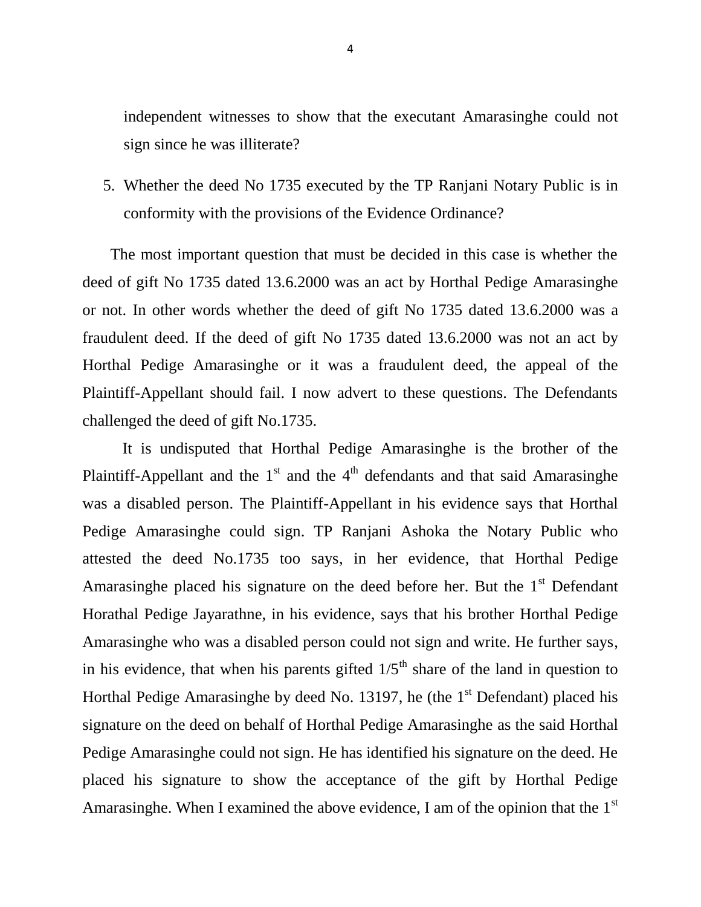independent witnesses to show that the executant Amarasinghe could not sign since he was illiterate?

5. Whether the deed No 1735 executed by the TP Ranjani Notary Public is in conformity with the provisions of the Evidence Ordinance?

The most important question that must be decided in this case is whether the deed of gift No 1735 dated 13.6.2000 was an act by Horthal Pedige Amarasinghe or not. In other words whether the deed of gift No 1735 dated 13.6.2000 was a fraudulent deed. If the deed of gift No 1735 dated 13.6.2000 was not an act by Horthal Pedige Amarasinghe or it was a fraudulent deed, the appeal of the Plaintiff-Appellant should fail. I now advert to these questions. The Defendants challenged the deed of gift No.1735.

It is undisputed that Horthal Pedige Amarasinghe is the brother of the Plaintiff-Appellant and the 1st and the 4th defendants and that said Amarasinghe was a disabled person. The Plaintiff-Appellant in his evidence says that Horthal Pedige Amarasinghe could sign. TP Ranjani Ashoka the Notary Public who attested the deed No.1735 too says, in her evidence, that Horthal Pedige Amarasinghe placed his signature on the deed before her. But the 1st Defendant Horathal Pedige Jayarathne, in his evidence, says that his brother Horthal Pedige Amarasinghe who was a disabled person could not sign and write. He further says, in his evidence, that when his parents gifted 1/5th share of the land in question to Horthal Pedige Amarasinghe by deed No. 13197, he (the 1st Defendant) placed his signature on the deed on behalf of Horthal Pedige Amarasinghe as the said Horthal Pedige Amarasinghe could not sign. He has identified his signature on the deed. He placed his signature to show the acceptance of the gift by Horthal Pedige Amarasinghe. When I examined the above evidence, I am of the opinion that the 1st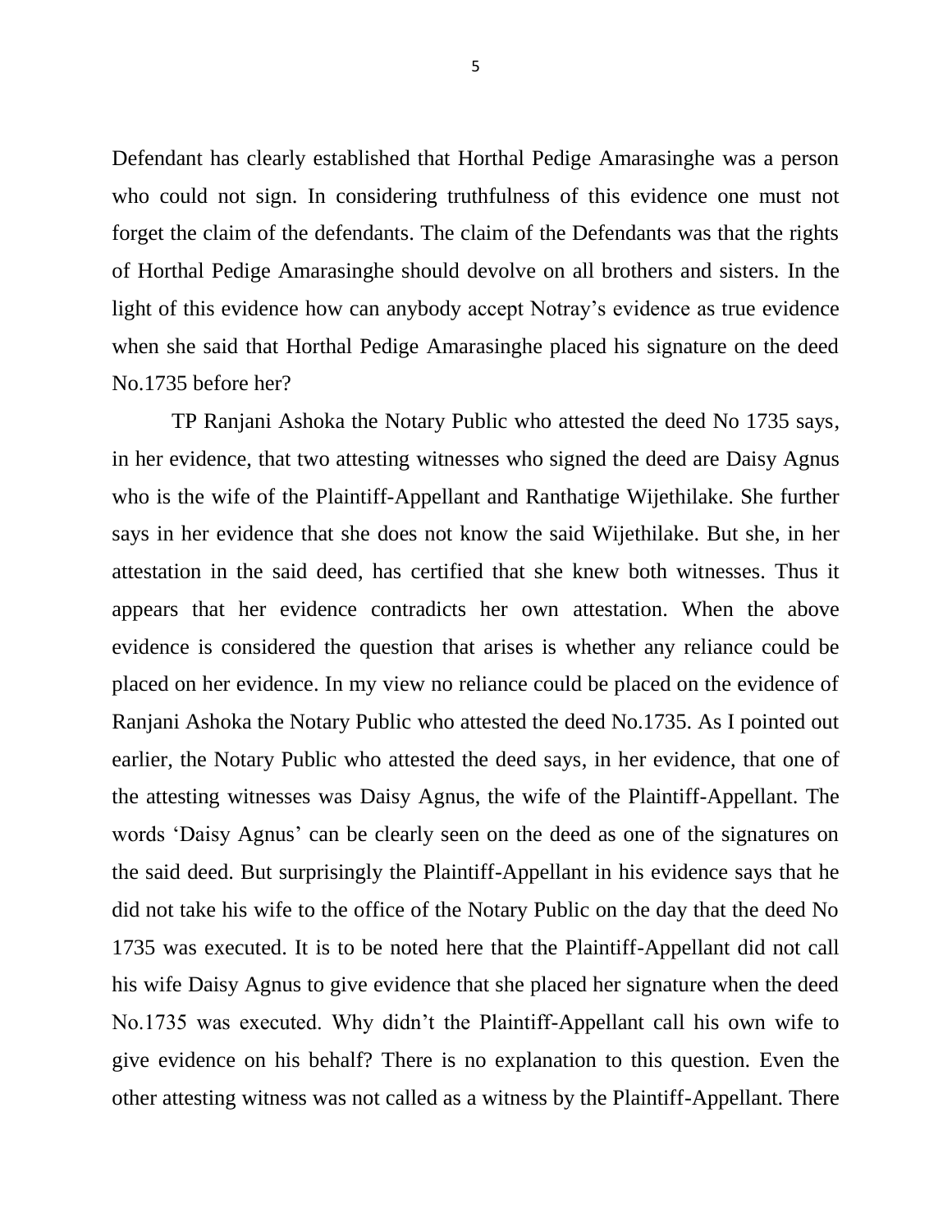Defendant has clearly established that Horthal Pedige Amarasinghe was a person who could not sign. In considering truthfulness of this evidence one must not forget the claim of the defendants. The claim of the Defendants was that the rights of Horthal Pedige Amarasinghe should devolve on all brothers and sisters. In the light of this evidence how can anybody accept Notray's evidence as true evidence when she said that Horthal Pedige Amarasinghe placed his signature on the deed No.1735 before her?

TP Ranjani Ashoka the Notary Public who attested the deed No 1735 says, in her evidence, that two attesting witnesses who signed the deed are Daisy Agnus who is the wife of the Plaintiff-Appellant and Ranthatige Wijethilake. She further says in her evidence that she does not know the said Wijethilake. But she, in her attestation in the said deed, has certified that she knew both witnesses. Thus it appears that her evidence contradicts her own attestation. When the above evidence is considered the question that arises is whether any reliance could be placed on her evidence. In my view no reliance could be placed on the evidence of Ranjani Ashoka the Notary Public who attested the deed No.1735. As I pointed out earlier, the Notary Public who attested the deed says, in her evidence, that one of the attesting witnesses was Daisy Agnus, the wife of the Plaintiff-Appellant. The words 'Daisy Agnus' can be clearly seen on the deed as one of the signatures on the said deed. But surprisingly the Plaintiff-Appellant in his evidence says that he did not take his wife to the office of the Notary Public on the day that the deed No 1735 was executed. It is to be noted here that the Plaintiff-Appellant did not call his wife Daisy Agnus to give evidence that she placed her signature when the deed No.1735 was executed. Why didn't the Plaintiff-Appellant call his own wife to give evidence on his behalf? There is no explanation to this question. Even the other attesting witness was not called as a witness by the Plaintiff-Appellant. There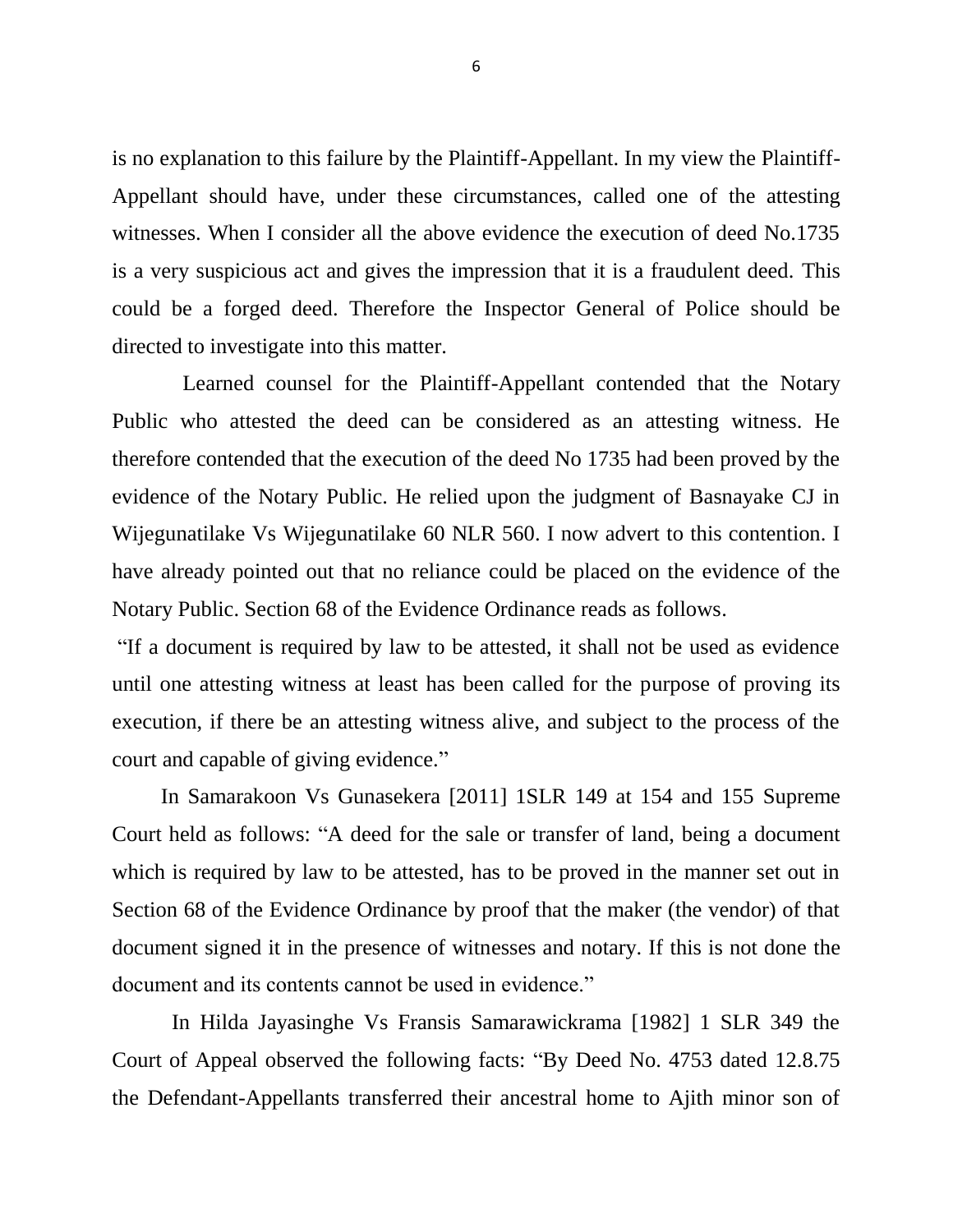is no explanation to this failure by the Plaintiff-Appellant. In my view the Plaintiff-Appellant should have, under these circumstances, called one of the attesting witnesses. When I consider all the above evidence the execution of deed No.1735 is a very suspicious act and gives the impression that it is a fraudulent deed. This could be a forged deed. Therefore the Inspector General of Police should be directed to investigate into this matter.

Learned counsel for the Plaintiff-Appellant contended that the Notary Public who attested the deed can be considered as an attesting witness. He therefore contended that the execution of the deed No 1735 had been proved by the evidence of the Notary Public. He relied upon the judgment of Basnayake CJ in Wijegunatilake Vs Wijegunatilake 60 NLR 560. I now advert to this contention. I have already pointed out that no reliance could be placed on the evidence of the Notary Public. Section 68 of the Evidence Ordinance reads as follows.

"If a document is required by law to be attested, it shall not be used as evidence until one attesting witness at least has been called for the purpose of proving its execution, if there be an attesting witness alive, and subject to the process of the court and capable of giving evidence."

In Samarakoon Vs Gunasekera [2011] 1SLR 149 at 154 and 155 Supreme Court held as follows: "A deed for the sale or transfer of land, being a document which is required by law to be attested, has to be proved in the manner set out in Section 68 of the Evidence Ordinance by proof that the maker (the vendor) of that document signed it in the presence of witnesses and notary. If this is not done the document and its contents cannot be used in evidence."

In Hilda Jayasinghe Vs Fransis Samarawickrama [1982] 1 SLR 349 the Court of Appeal observed the following facts: "By Deed No. 4753 dated 12.8.75 the Defendant-Appellants transferred their ancestral home to Ajith minor son of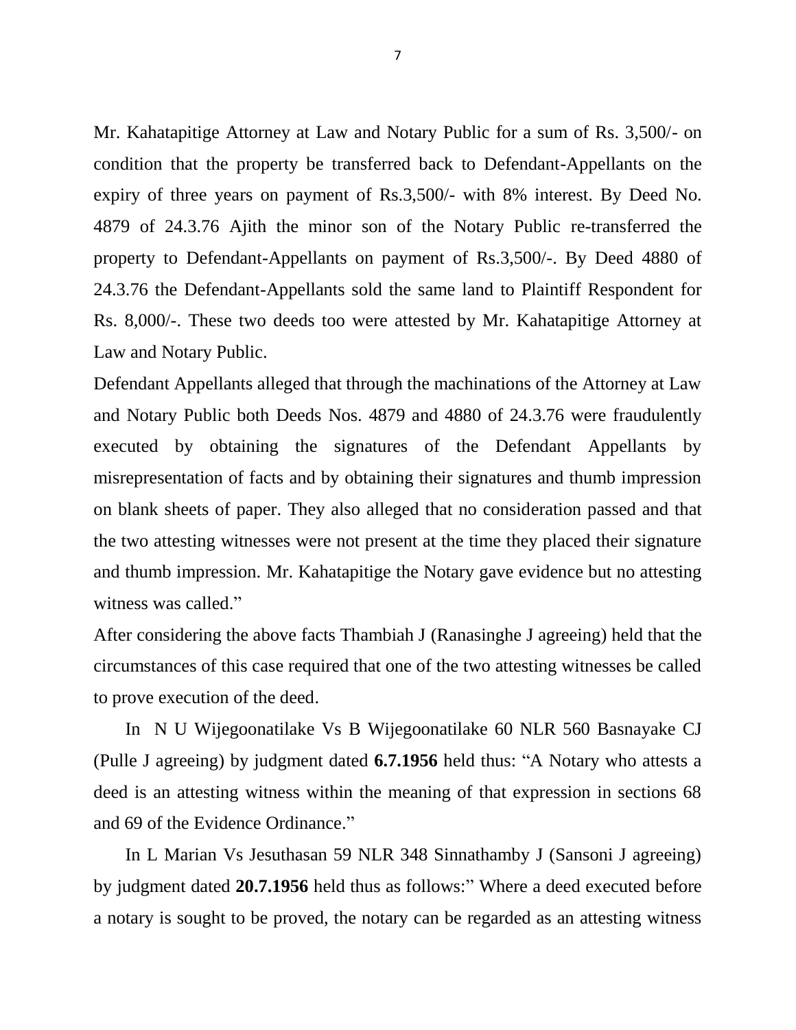Mr. Kahatapitige Attorney at Law and Notary Public for a sum of Rs. 3,500/- on condition that the property be transferred back to Defendant-Appellants on the expiry of three years on payment of Rs.3,500/- with 8% interest. By Deed No. 4879 of 24.3.76 Ajith the minor son of the Notary Public re-transferred the property to Defendant-Appellants on payment of Rs.3,500/-. By Deed 4880 of 24.3.76 the Defendant-Appellants sold the same land to Plaintiff Respondent for Rs. 8,000/-. These two deeds too were attested by Mr. Kahatapitige Attorney at Law and Notary Public.

Defendant Appellants alleged that through the machinations of the Attorney at Law and Notary Public both Deeds Nos. 4879 and 4880 of 24.3.76 were fraudulently executed by obtaining the signatures of the Defendant Appellants by misrepresentation of facts and by obtaining their signatures and thumb impression on blank sheets of paper. They also alleged that no consideration passed and that the two attesting witnesses were not present at the time they placed their signature and thumb impression. Mr. Kahatapitige the Notary gave evidence but no attesting witness was called."

After considering the above facts Thambiah J (Ranasinghe J agreeing) held that the circumstances of this case required that one of the two attesting witnesses be called to prove execution of the deed.

In N U Wijegoonatilake Vs B Wijegoonatilake 60 NLR 560 Basnayake CJ (Pulle J agreeing) by judgment dated **6.7.1956** held thus: "A Notary who attests a deed is an attesting witness within the meaning of that expression in sections 68 and 69 of the Evidence Ordinance."

In L Marian Vs Jesuthasan 59 NLR 348 Sinnathamby J (Sansoni J agreeing) by judgment dated **20.7.1956** held thus as follows:" Where a deed executed before a notary is sought to be proved, the notary can be regarded as an attesting witness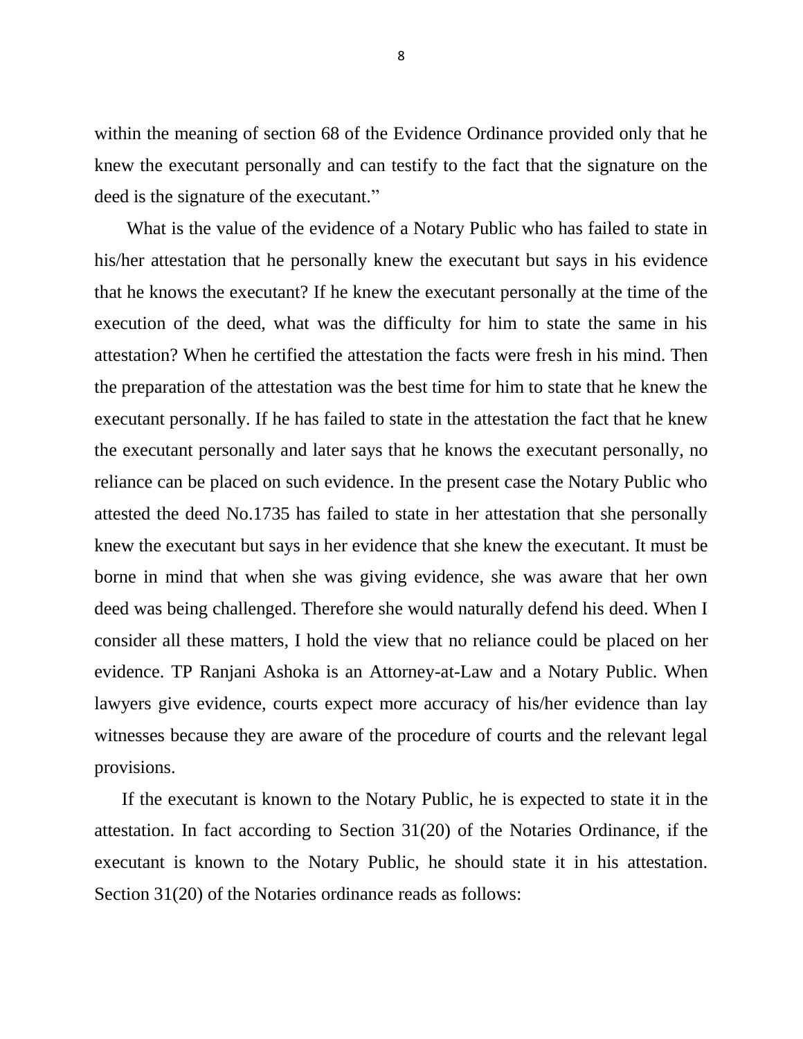within the meaning of section 68 of the Evidence Ordinance provided only that he knew the executant personally and can testify to the fact that the signature on the deed is the signature of the executant."

What is the value of the evidence of a Notary Public who has failed to state in his/her attestation that he personally knew the executant but says in his evidence that he knows the executant? If he knew the executant personally at the time of the execution of the deed, what was the difficulty for him to state the same in his attestation? When he certified the attestation the facts were fresh in his mind. Then the preparation of the attestation was the best time for him to state that he knew the executant personally. If he has failed to state in the attestation the fact that he knew the executant personally and later says that he knows the executant personally, no reliance can be placed on such evidence. In the present case the Notary Public who attested the deed No.1735 has failed to state in her attestation that she personally knew the executant but says in her evidence that she knew the executant. It must be borne in mind that when she was giving evidence, she was aware that her own deed was being challenged. Therefore she would naturally defend his deed. When I consider all these matters, I hold the view that no reliance could be placed on her evidence. TP Ranjani Ashoka is an Attorney-at-Law and a Notary Public. When lawyers give evidence, courts expect more accuracy of his/her evidence than lay witnesses because they are aware of the procedure of courts and the relevant legal provisions.

If the executant is known to the Notary Public, he is expected to state it in the attestation. In fact according to Section 31(20) of the Notaries Ordinance, if the executant is known to the Notary Public, he should state it in his attestation. Section 31(20) of the Notaries ordinance reads as follows: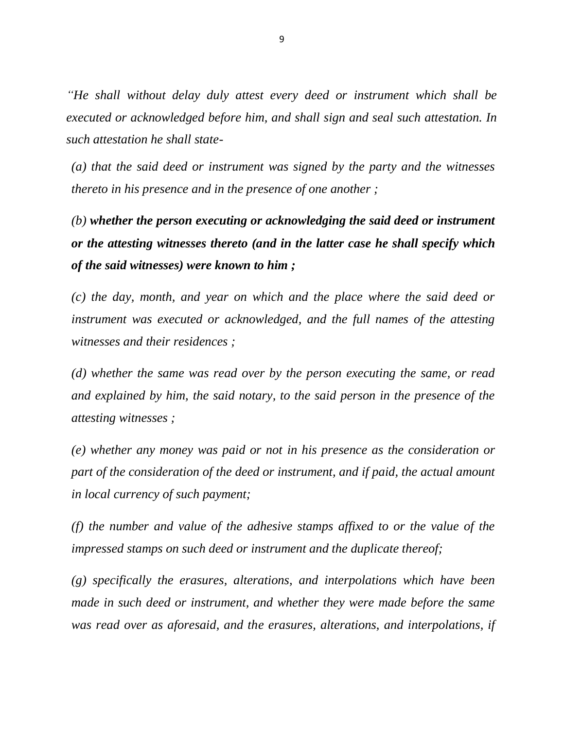*"He shall without delay duly attest every deed or instrument which shall be executed or acknowledged before him, and shall sign and seal such attestation. In such attestation he shall state-*

*(a) that the said deed or instrument was signed by the party and the witnesses thereto in his presence and in the presence of one another ;*

*(b)* ***whether the person executing or acknowledging the said deed or instrument or the attesting witnesses thereto (and in the latter case he shall specify which of the said witnesses) were known to him ;***

*(c) the day, month, and year on which and the place where the said deed or instrument was executed or acknowledged, and the full names of the attesting witnesses and their residences ;*

*(d) whether the same was read over by the person executing the same, or read and explained by him, the said notary, to the said person in the presence of the attesting witnesses ;*

*(e) whether any money was paid or not in his presence as the consideration or part of the consideration of the deed or instrument, and if paid, the actual amount in local currency of such payment;*

*(f) the number and value of the adhesive stamps affixed to or the value of the impressed stamps on such deed or instrument and the duplicate thereof;*

*(g) specifically the erasures, alterations, and interpolations which have been made in such deed or instrument, and whether they were made before the same was read over as aforesaid, and the erasures, alterations, and interpolations, if*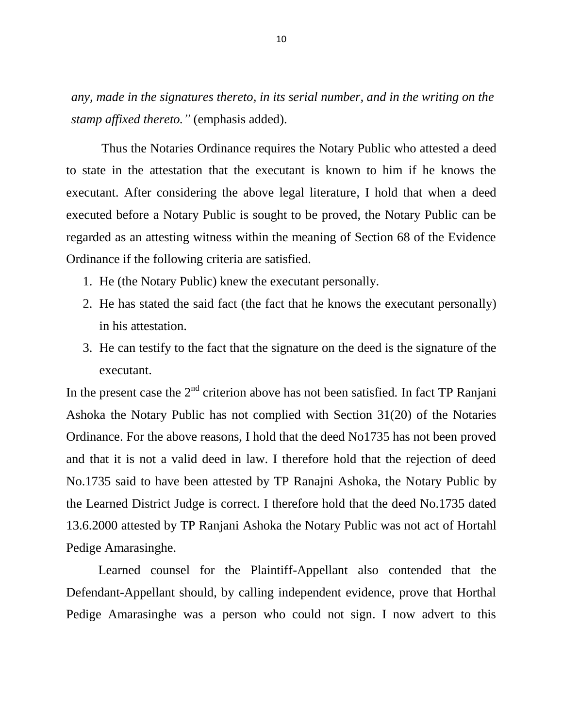*any, made in the signatures thereto, in its serial number, and in the writing on the stamp affixed thereto."* (emphasis added).

Thus the Notaries Ordinance requires the Notary Public who attested a deed to state in the attestation that the executant is known to him if he knows the executant. After considering the above legal literature, I hold that when a deed executed before a Notary Public is sought to be proved, the Notary Public can be regarded as an attesting witness within the meaning of Section 68 of the Evidence Ordinance if the following criteria are satisfied.

1. He (the Notary Public) knew the executant personally.
2. He has stated the said fact (the fact that he knows the executant personally) in his attestation.
3. He can testify to the fact that the signature on the deed is the signature of the executant.

In the present case the 2nd criterion above has not been satisfied. In fact TP Ranjani Ashoka the Notary Public has not complied with Section 31(20) of the Notaries Ordinance. For the above reasons, I hold that the deed No1735 has not been proved and that it is not a valid deed in law. I therefore hold that the rejection of deed No.1735 said to have been attested by TP Ranajni Ashoka, the Notary Public by the Learned District Judge is correct. I therefore hold that the deed No.1735 dated 13.6.2000 attested by TP Ranjani Ashoka the Notary Public was not act of Hortahl Pedige Amarasinghe.

Learned counsel for the Plaintiff-Appellant also contended that the Defendant-Appellant should, by calling independent evidence, prove that Horthal Pedige Amarasinghe was a person who could not sign. I now advert to this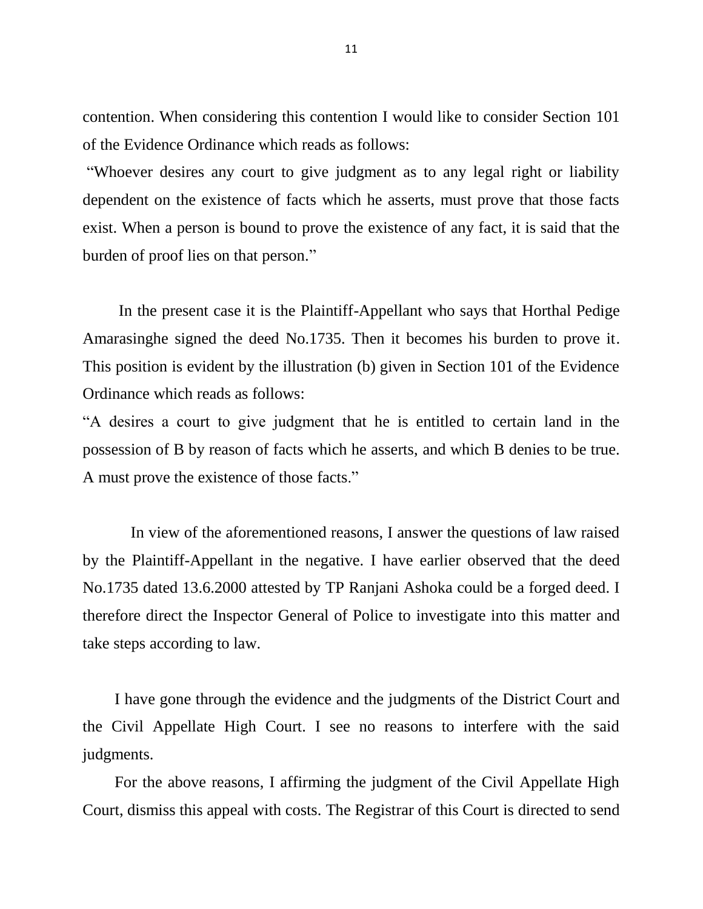contention. When considering this contention I would like to consider Section 101 of the Evidence Ordinance which reads as follows:

"Whoever desires any court to give judgment as to any legal right or liability dependent on the existence of facts which he asserts, must prove that those facts exist. When a person is bound to prove the existence of any fact, it is said that the burden of proof lies on that person."

In the present case it is the Plaintiff-Appellant who says that Horthal Pedige Amarasinghe signed the deed No.1735. Then it becomes his burden to prove it. This position is evident by the illustration (b) given in Section 101 of the Evidence Ordinance which reads as follows:

"A desires a court to give judgment that he is entitled to certain land in the possession of B by reason of facts which he asserts, and which B denies to be true. A must prove the existence of those facts."

In view of the aforementioned reasons, I answer the questions of law raised by the Plaintiff-Appellant in the negative. I have earlier observed that the deed No.1735 dated 13.6.2000 attested by TP Ranjani Ashoka could be a forged deed. I therefore direct the Inspector General of Police to investigate into this matter and take steps according to law.

I have gone through the evidence and the judgments of the District Court and the Civil Appellate High Court. I see no reasons to interfere with the said judgments.

For the above reasons, I affirming the judgment of the Civil Appellate High Court, dismiss this appeal with costs. The Registrar of this Court is directed to send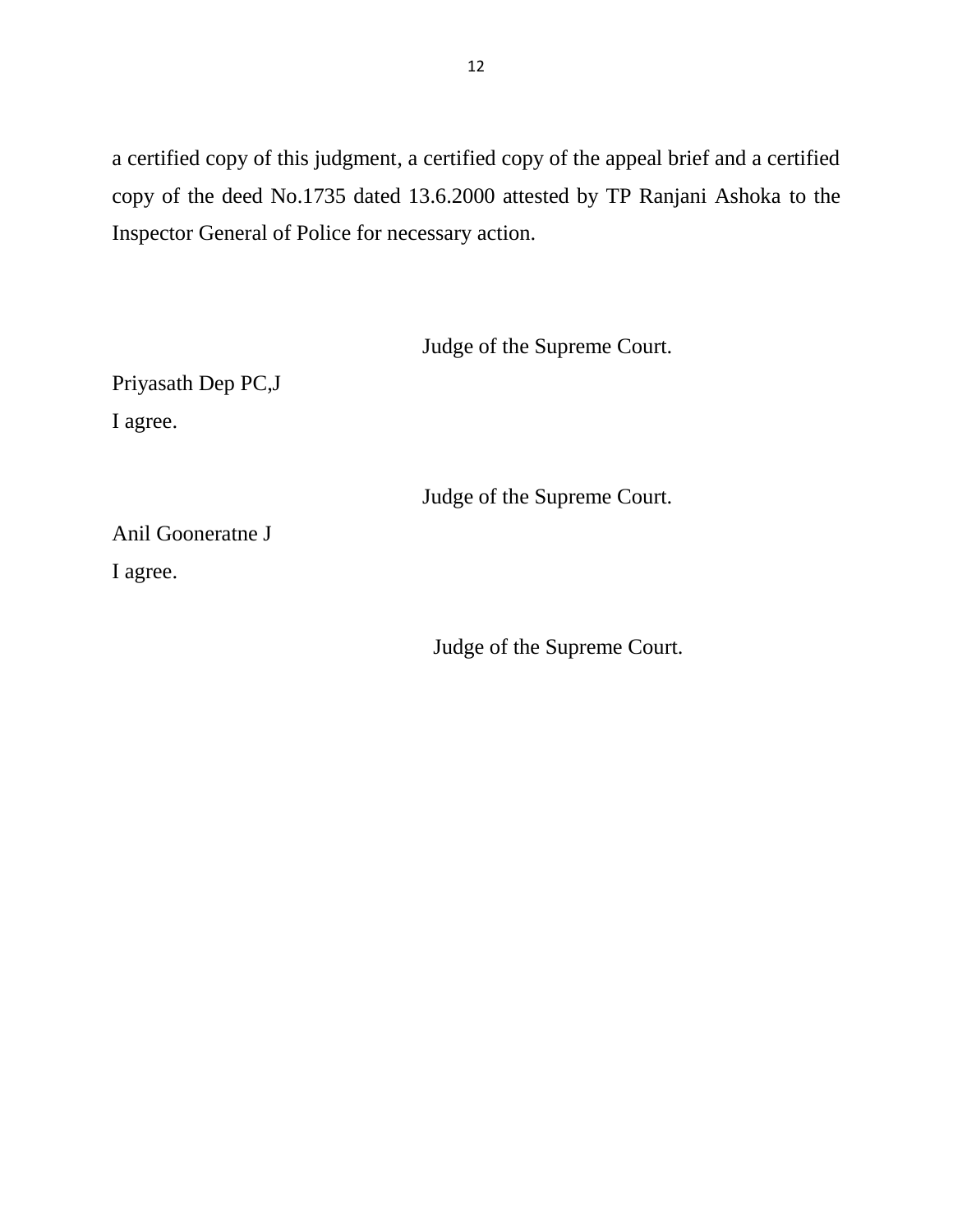a certified copy of this judgment, a certified copy of the appeal brief and a certified copy of the deed No.1735 dated 13.6.2000 attested by TP Ranjani Ashoka to the Inspector General of Police for necessary action.

Judge of the Supreme Court.

Priyasath Dep PC,J

I agree.

Judge of the Supreme Court.

Anil Gooneratne J

I agree.

Judge of the Supreme Court.